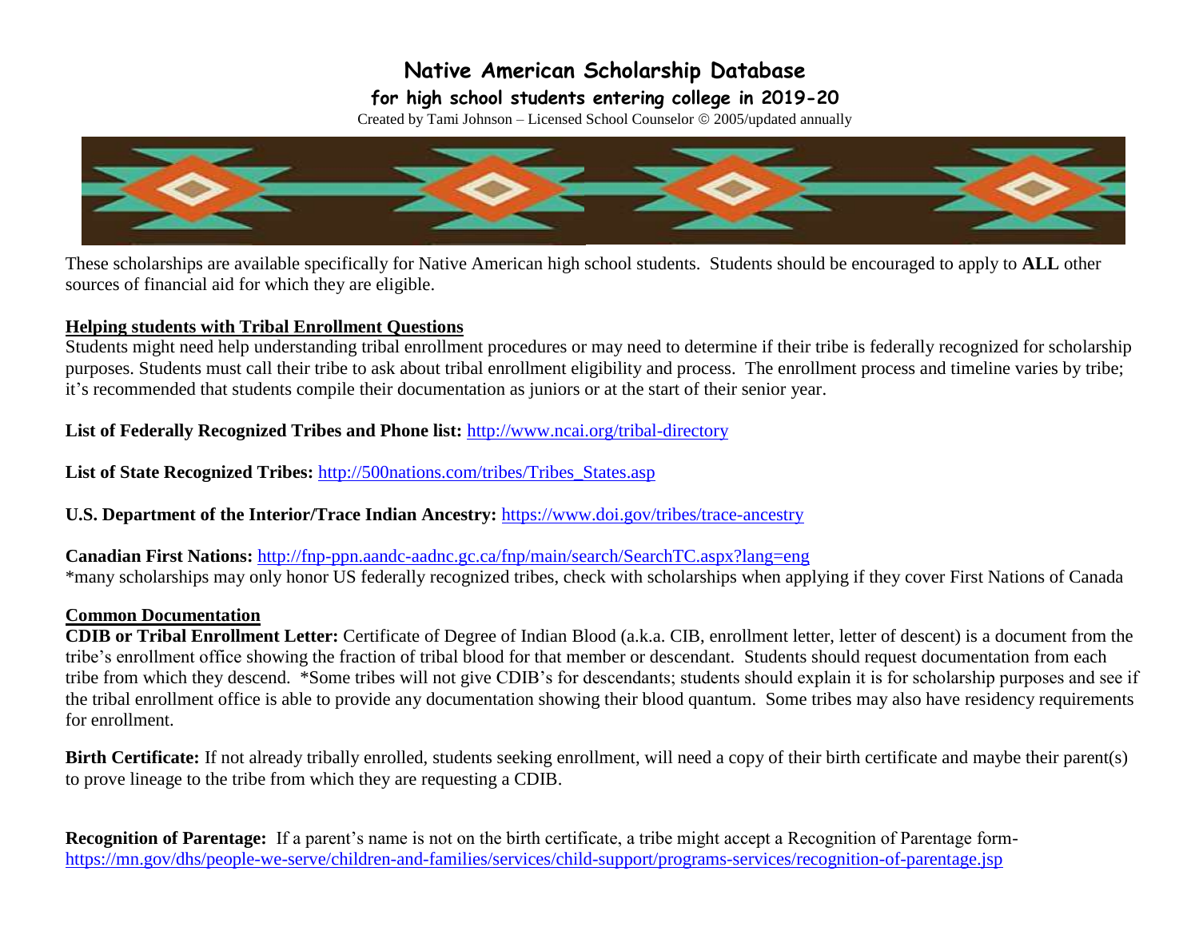# Native American Scholarship Database

## for high school students entering college in 2019-20

Created by Tami Johnson – Licensed School Counselor © 2005/updated annually

These scholarships are available specifically for Native American high school students. Students should be encouraged to apply to **ALL** other sources of financial aid for which they are eligible.

### Helping students with Tribal Enrollment Questions

Students might need help understanding tribal enrollment procedures or may need to determine if their tribe is federally recognized for scholarship purposes. Students must call their tribe to ask about tribal enrollment eligibility and process. The enrollment process and timeline varies by tribe; it's recommended that students compile their documentation as juniors or at the start of their senior year.

**List of Federally Recognized Tribes and Phone list:** http://www.ncai.org/tribal-directory

**List of State Recognized Tribes:** http://500nations.com/tribes/Tribes_States.asp

**U.S. Department of the Interior/Trace Indian Ancestry:** https://www.doi.gov/tribes/trace-ancestry

**Canadian First Nations:** http://fnp-ppn.aandc-aadnc.gc.ca/fnp/main/search/SearchTC.aspx?lang=eng
*many scholarships may only honor US federally recognized tribes, check with scholarships when applying if they cover First Nations of Canada

### Common Documentation

**CDIB or Tribal Enrollment Letter:** Certificate of Degree of Indian Blood (a.k.a. CIB, enrollment letter, letter of descent) is a document from the tribe's enrollment office showing the fraction of tribal blood for that member or descendant. Students should request documentation from each tribe from which they descend. *Some tribes will not give CDIB's for descendants; students should explain it is for scholarship purposes and see if the tribal enrollment office is able to provide any documentation showing their blood quantum. Some tribes may also have residency requirements for enrollment.

**Birth Certificate:** If not already tribally enrolled, students seeking enrollment, will need a copy of their birth certificate and maybe their parent(s) to prove lineage to the tribe from which they are requesting a CDIB.

**Recognition of Parentage:** If a parent's name is not on the birth certificate, a tribe might accept a Recognition of Parentage form- https://mn.gov/dhs/people-we-serve/children-and-families/services/child-support/programs-services/recognition-of-parentage.jsp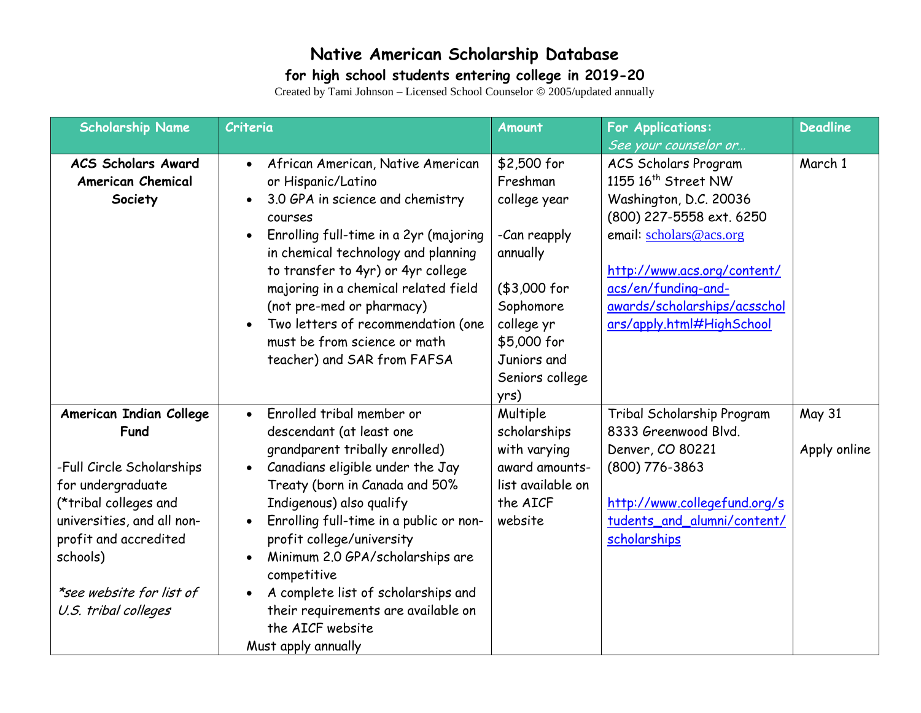# Native American Scholarship Database

## for high school students entering college in 2019-20

Created by Tami Johnson – Licensed School Counselor © 2005/updated annually

| Scholarship Name | Criteria | Amount | For Applications: *See your counselor or…* | Deadline |
|---|---|---|---|---|
| **ACS Scholars Award American Chemical Society** | • African American, Native American or Hispanic/Latino<br>• 3.0 GPA in science and chemistry courses<br>• Enrolling full-time in a 2yr (majoring in chemical technology and planning to transfer to 4yr) or 4yr college majoring in a chemical related field (not pre-med or pharmacy)<br>• Two letters of recommendation (one must be from science or math teacher) and SAR from FAFSA | $2,500 for Freshman college year<br><br>-Can reapply annually<br><br>($3,000 for Sophomore college yr $5,000 for Juniors and Seniors college yrs) | ACS Scholars Program<br>1155 16th Street NW<br>Washington, D.C. 20036<br>(800) 227-5558 ext. 6250<br>email: scholars@acs.org<br><br>http://www.acs.org/content/acs/en/funding-and-awards/scholarships/acsscholars/apply.html#HighSchool | March 1 |
| **American Indian College Fund**<br><br>-Full Circle Scholarships for undergraduate (*tribal colleges and universities, and all non-profit and accredited schools)<br><br>*\*see website for list of U.S. tribal colleges* | • Enrolled tribal member or descendant (at least one grandparent tribally enrolled)<br>• Canadians eligible under the Jay Treaty (born in Canada and 50% Indigenous) also qualify<br>• Enrolling full-time in a public or non-profit college/university<br>• Minimum 2.0 GPA/scholarships are competitive<br>• A complete list of scholarships and their requirements are available on the AICF website<br>Must apply annually | Multiple scholarships with varying award amounts-list available on the AICF website | Tribal Scholarship Program<br>8333 Greenwood Blvd.<br>Denver, CO 80221<br>(800) 776-3863<br><br>http://www.collegefund.org/students_and_alumni/content/scholarships | May 31<br><br>Apply online |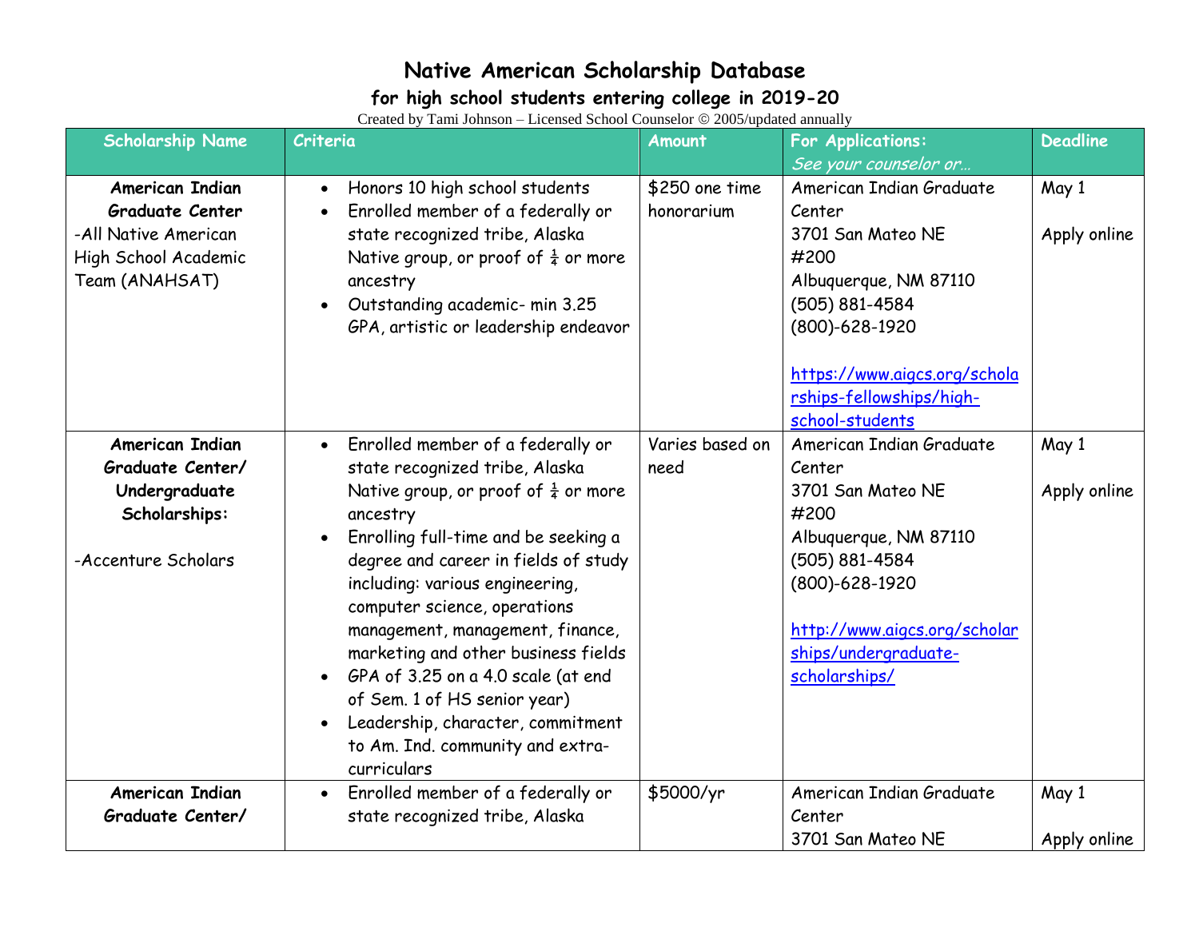# Native American Scholarship Database

## for high school students entering college in 2019-20

Created by Tami Johnson – Licensed School Counselor © 2005/updated annually

| Scholarship Name | Criteria | Amount | For Applications: *See your counselor or…* | Deadline |
|---|---|---|---|---|
| **American Indian Graduate Center** -All Native American High School Academic Team (ANAHSAT) | • Honors 10 high school students<br>• Enrolled member of a federally or state recognized tribe, Alaska Native group, or proof of ¼ or more ancestry<br>• Outstanding academic- min 3.25 GPA, artistic or leadership endeavor | $250 one time honorarium | American Indian Graduate Center<br>3701 San Mateo NE #200<br>Albuquerque, NM 87110<br>(505) 881-4584<br>(800)-628-1920<br><br>https://www.aigcs.org/scholarships-fellowships/high-school-students | May 1<br><br>Apply online |
| **American Indian Graduate Center/ Undergraduate Scholarships:**<br><br>-Accenture Scholars | • Enrolled member of a federally or state recognized tribe, Alaska Native group, or proof of ¼ or more ancestry<br>• Enrolling full-time and be seeking a degree and career in fields of study including: various engineering, computer science, operations management, management, finance, marketing and other business fields<br>• GPA of 3.25 on a 4.0 scale (at end of Sem. 1 of HS senior year)<br>• Leadership, character, commitment to Am. Ind. community and extra-curriculars | Varies based on need | American Indian Graduate Center<br>3701 San Mateo NE #200<br>Albuquerque, NM 87110<br>(505) 881-4584<br>(800)-628-1920<br><br>http://www.aigcs.org/scholarships/undergraduate-scholarships/ | May 1<br><br>Apply online |
| **American Indian Graduate Center/** | • Enrolled member of a federally or state recognized tribe, Alaska | $5000/yr | American Indian Graduate Center<br>3701 San Mateo NE | May 1<br><br>Apply online |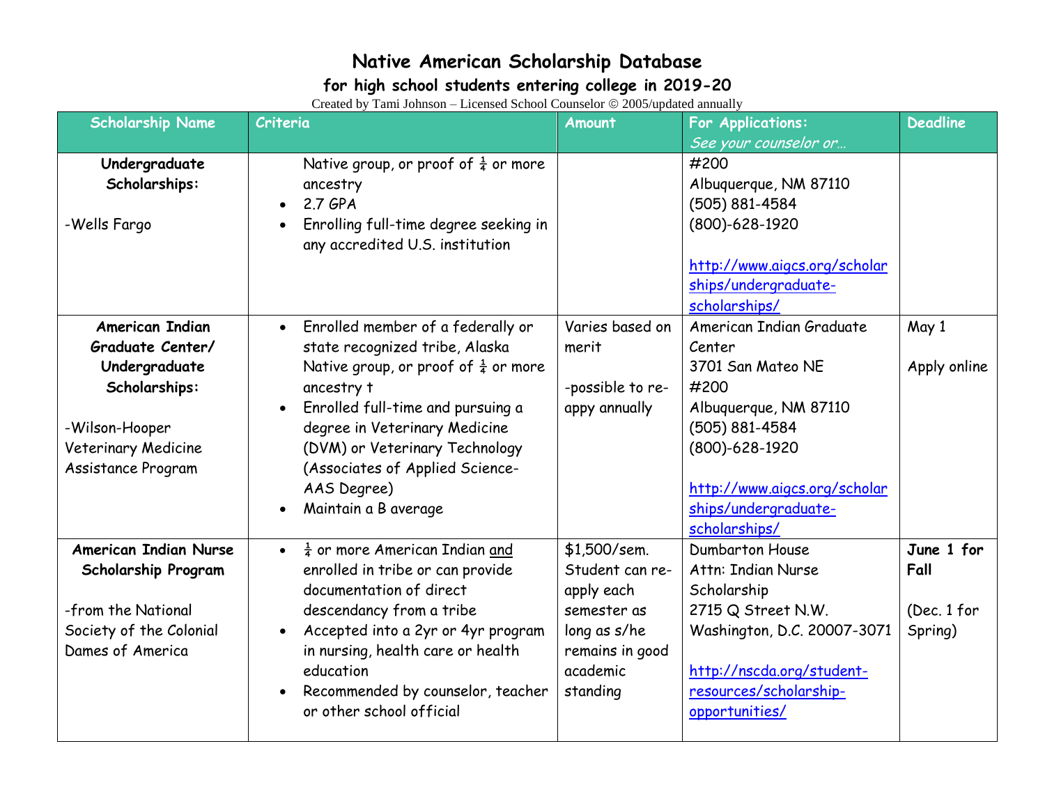# Native American Scholarship Database

## for high school students entering college in 2019-20

Created by Tami Johnson – Licensed School Counselor © 2005/updated annually

| Scholarship Name | Criteria | Amount | For Applications: *See your counselor or…* | Deadline |
|---|---|---|---|---|
| **Undergraduate Scholarships:**<br><br>-Wells Fargo | Native group, or proof of ¼ or more ancestry<br>• 2.7 GPA<br>• Enrolling full-time degree seeking in any accredited U.S. institution | | #200<br>Albuquerque, NM 87110<br>(505) 881-4584<br>(800)-628-1920<br><br>http://www.aigcs.org/scholarships/undergraduate-scholarships/ | |
| **American Indian Graduate Center/ Undergraduate Scholarships:**<br><br>-Wilson-Hooper Veterinary Medicine Assistance Program | • Enrolled member of a federally or state recognized tribe, Alaska Native group, or proof of ¼ or more ancestry t<br>• Enrolled full-time and pursuing a degree in Veterinary Medicine (DVM) or Veterinary Technology (Associates of Applied Science-AAS Degree)<br>• Maintain a B average | Varies based on merit<br><br>-possible to re-appy annually | American Indian Graduate Center<br>3701 San Mateo NE<br>#200<br>Albuquerque, NM 87110<br>(505) 881-4584<br>(800)-628-1920<br><br>http://www.aigcs.org/scholarships/undergraduate-scholarships/ | May 1<br><br>Apply online |
| **American Indian Nurse Scholarship Program**<br><br>-from the National Society of the Colonial Dames of America | • ¼ or more American Indian and enrolled in tribe or can provide documentation of direct descendancy from a tribe<br>• Accepted into a 2yr or 4yr program in nursing, health care or health education<br>• Recommended by counselor, teacher or other school official | $1,500/sem. Student can re-apply each semester as long as s/he remains in good academic standing | Dumbarton House<br>Attn: Indian Nurse Scholarship<br>2715 Q Street N.W.<br>Washington, D.C. 20007-3071<br><br>http://nscda.org/student-resources/scholarship-opportunities/ | **June 1 for Fall**<br><br>(Dec. 1 for Spring) |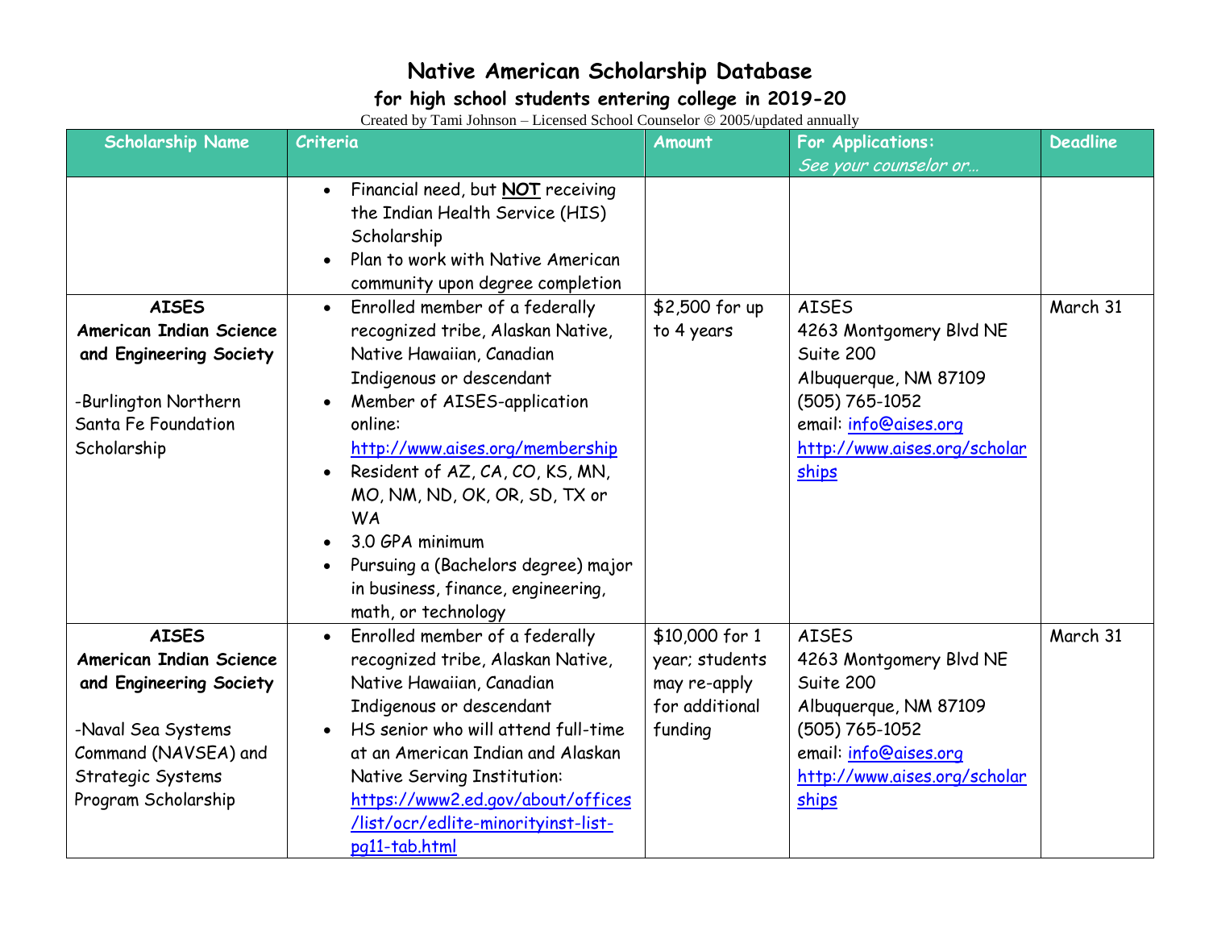# Native American Scholarship Database

## for high school students entering college in 2019-20

Created by Tami Johnson – Licensed School Counselor © 2005/updated annually

| Scholarship Name | Criteria | Amount | For Applications: *See your counselor or…* | Deadline |
|---|---|---|---|---|
| | • Financial need, but **NOT** receiving the Indian Health Service (HIS) Scholarship<br>• Plan to work with Native American community upon degree completion | | | |
| **AISES American Indian Science and Engineering Society**<br><br>-Burlington Northern Santa Fe Foundation Scholarship | • Enrolled member of a federally recognized tribe, Alaskan Native, Native Hawaiian, Canadian Indigenous or descendant<br>• Member of AISES-application online: http://www.aises.org/membership<br>• Resident of AZ, CA, CO, KS, MN, MO, NM, ND, OK, OR, SD, TX or WA<br>• 3.0 GPA minimum<br>• Pursuing a (Bachelors degree) major in business, finance, engineering, math, or technology | $2,500 for up to 4 years | AISES<br>4263 Montgomery Blvd NE<br>Suite 200<br>Albuquerque, NM 87109<br>(505) 765-1052<br>email: info@aises.org<br>http://www.aises.org/scholarships | March 31 |
| **AISES American Indian Science and Engineering Society**<br><br>-Naval Sea Systems Command (NAVSEA) and Strategic Systems Program Scholarship | • Enrolled member of a federally recognized tribe, Alaskan Native, Native Hawaiian, Canadian Indigenous or descendant<br>• HS senior who will attend full-time at an American Indian and Alaskan Native Serving Institution: https://www2.ed.gov/about/offices/list/ocr/edlite-minorityinst-list-pg11-tab.html | $10,000 for 1 year; students may re-apply for additional funding | AISES<br>4263 Montgomery Blvd NE<br>Suite 200<br>Albuquerque, NM 87109<br>(505) 765-1052<br>email: info@aises.org<br>http://www.aises.org/scholarships | March 31 |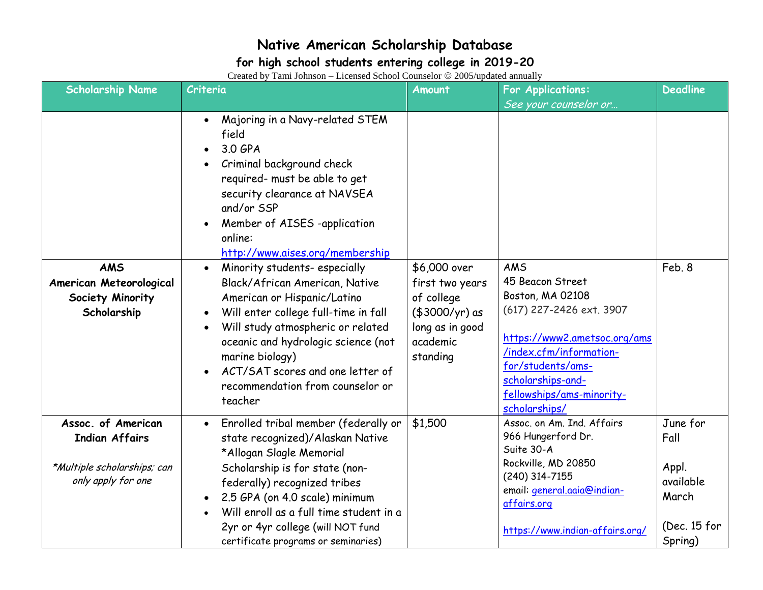# Native American Scholarship Database

## for high school students entering college in 2019-20

Created by Tami Johnson – Licensed School Counselor © 2005/updated annually

| Scholarship Name | Criteria | Amount | For Applications: *See your counselor or…* | Deadline |
|---|---|---|---|---|
| | • Majoring in a Navy-related STEM field<br>• 3.0 GPA<br>• Criminal background check required- must be able to get security clearance at NAVSEA and/or SSP<br>• Member of AISES -application online: http://www.aises.org/membership | | | |
| **AMS American Meteorological Society Minority Scholarship** | • Minority students- especially Black/African American, Native American or Hispanic/Latino<br>• Will enter college full-time in fall<br>• Will study atmospheric or related oceanic and hydrologic science (not marine biology)<br>• ACT/SAT scores and one letter of recommendation from counselor or teacher | $6,000 over first two years of college ($3000/yr) as long as in good academic standing | AMS<br>45 Beacon Street<br>Boston, MA 02108<br>(617) 227-2426 ext. 3907<br><br>https://www2.ametsoc.org/ams/index.cfm/information-for/students/ams-scholarships-and-fellowships/ams-minority-scholarships/ | Feb. 8 |
| **Assoc. of American Indian Affairs**<br><br>*\*Multiple scholarships; can only apply for one* | • Enrolled tribal member (federally or state recognized)/Alaskan Native *Allogan Slagle Memorial Scholarship is for state (non-federally) recognized tribes<br>• 2.5 GPA (on 4.0 scale) minimum<br>• Will enroll as a full time student in a 2yr or 4yr college (will NOT fund certificate programs or seminaries) | $1,500 | Assoc. on Am. Ind. Affairs<br>966 Hungerford Dr.<br>Suite 30-A<br>Rockville, MD 20850<br>(240) 314-7155<br>email: general.aaia@indian-affairs.org<br><br>https://www.indian-affairs.org/ | June for Fall<br><br>Appl. available March<br><br>(Dec. 15 for Spring) |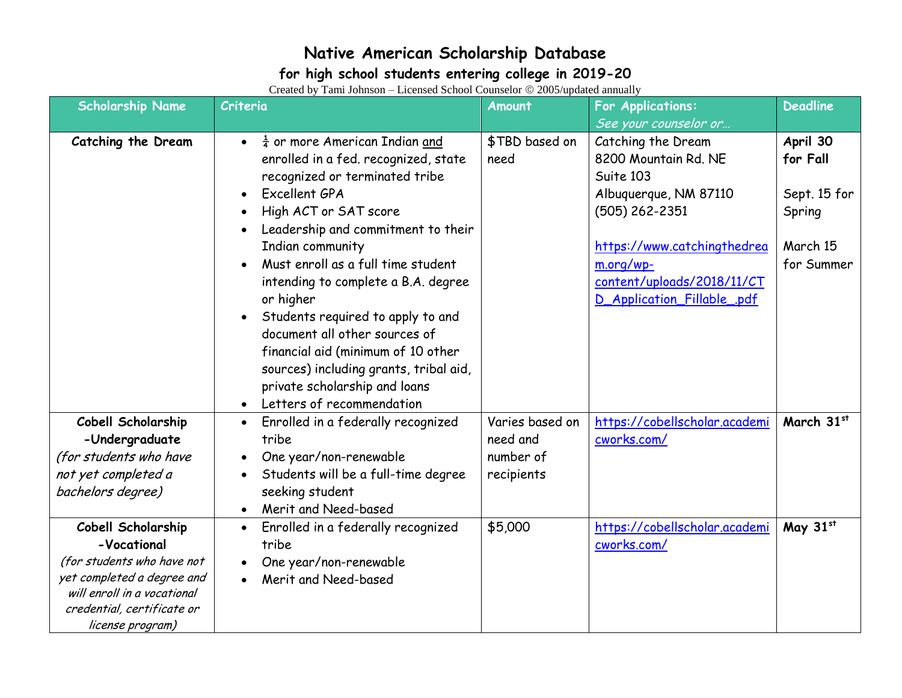# Native American Scholarship Database

## for high school students entering college in 2019-20

Created by Tami Johnson – Licensed School Counselor © 2005/updated annually

| Scholarship Name | Criteria | Amount | For Applications: *See your counselor or…* | Deadline |
|---|---|---|---|---|
| **Catching the Dream** | • ¼ or more American Indian and enrolled in a fed. recognized, state recognized or terminated tribe<br>• Excellent GPA<br>• High ACT or SAT score<br>• Leadership and commitment to their Indian community<br>• Must enroll as a full time student intending to complete a B.A. degree or higher<br>• Students required to apply to and document all other sources of financial aid (minimum of 10 other sources) including grants, tribal aid, private scholarship and loans<br>• Letters of recommendation | $TBD based on need | Catching the Dream<br>8200 Mountain Rd. NE<br>Suite 103<br>Albuquerque, NM 87110<br>(505) 262-2351<br><br>https://www.catchingthedream.org/wp-content/uploads/2018/11/CTD_Application_Fillable_.pdf | **April 30 for Fall**<br><br>Sept. 15 for Spring<br><br>March 15 for Summer |
| **Cobell Scholarship -Undergraduate**<br>*(for students who have not yet completed a bachelors degree)* | • Enrolled in a federally recognized tribe<br>• One year/non-renewable<br>• Students will be a full-time degree seeking student<br>• Merit and Need-based | Varies based on need and number of recipients | https://cobellscholar.academicworks.com/ | **March 31st** |
| **Cobell Scholarship -Vocational**<br>*(for students who have not yet completed a degree and will enroll in a vocational credential, certificate or license program)* | • Enrolled in a federally recognized tribe<br>• One year/non-renewable<br>• Merit and Need-based | $5,000 | https://cobellscholar.academicworks.com/ | **May 31st** |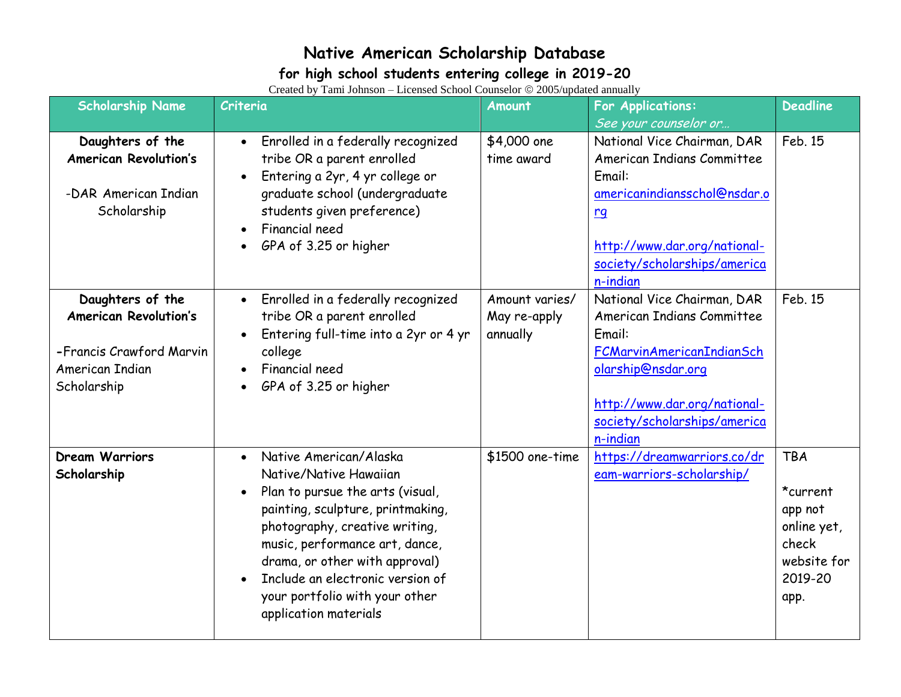# Native American Scholarship Database

## for high school students entering college in 2019-20

Created by Tami Johnson – Licensed School Counselor © 2005/updated annually

| Scholarship Name | Criteria | Amount | For Applications: *See your counselor or…* | Deadline |
|---|---|---|---|---|
| **Daughters of the American Revolution's**<br><br>-DAR American Indian Scholarship | • Enrolled in a federally recognized tribe OR a parent enrolled<br>• Entering a 2yr, 4 yr college or graduate school (undergraduate students given preference)<br>• Financial need<br>• GPA of 3.25 or higher | $4,000 one time award | National Vice Chairman, DAR American Indians Committee Email: americanindiansschol@nsdar.org<br><br>http://www.dar.org/national-society/scholarships/american-indian | Feb. 15 |
| **Daughters of the American Revolution's**<br><br>-Francis Crawford Marvin American Indian Scholarship | • Enrolled in a federally recognized tribe OR a parent enrolled<br>• Entering full-time into a 2yr or 4 yr college<br>• Financial need<br>• GPA of 3.25 or higher | Amount varies/ May re-apply annually | National Vice Chairman, DAR American Indians Committee Email: FCMarvinAmericanIndianScholarship@nsdar.org<br><br>http://www.dar.org/national-society/scholarships/american-indian | Feb. 15 |
| **Dream Warriors Scholarship** | • Native American/Alaska Native/Native Hawaiian<br>• Plan to pursue the arts (visual, painting, sculpture, printmaking, photography, creative writing, music, performance art, dance, drama, or other with approval)<br>• Include an electronic version of your portfolio with your other application materials | $1500 one-time | https://dreamwarriors.co/dream-warriors-scholarship/ | TBA<br><br>*current app not online yet, check website for 2019-20 app. |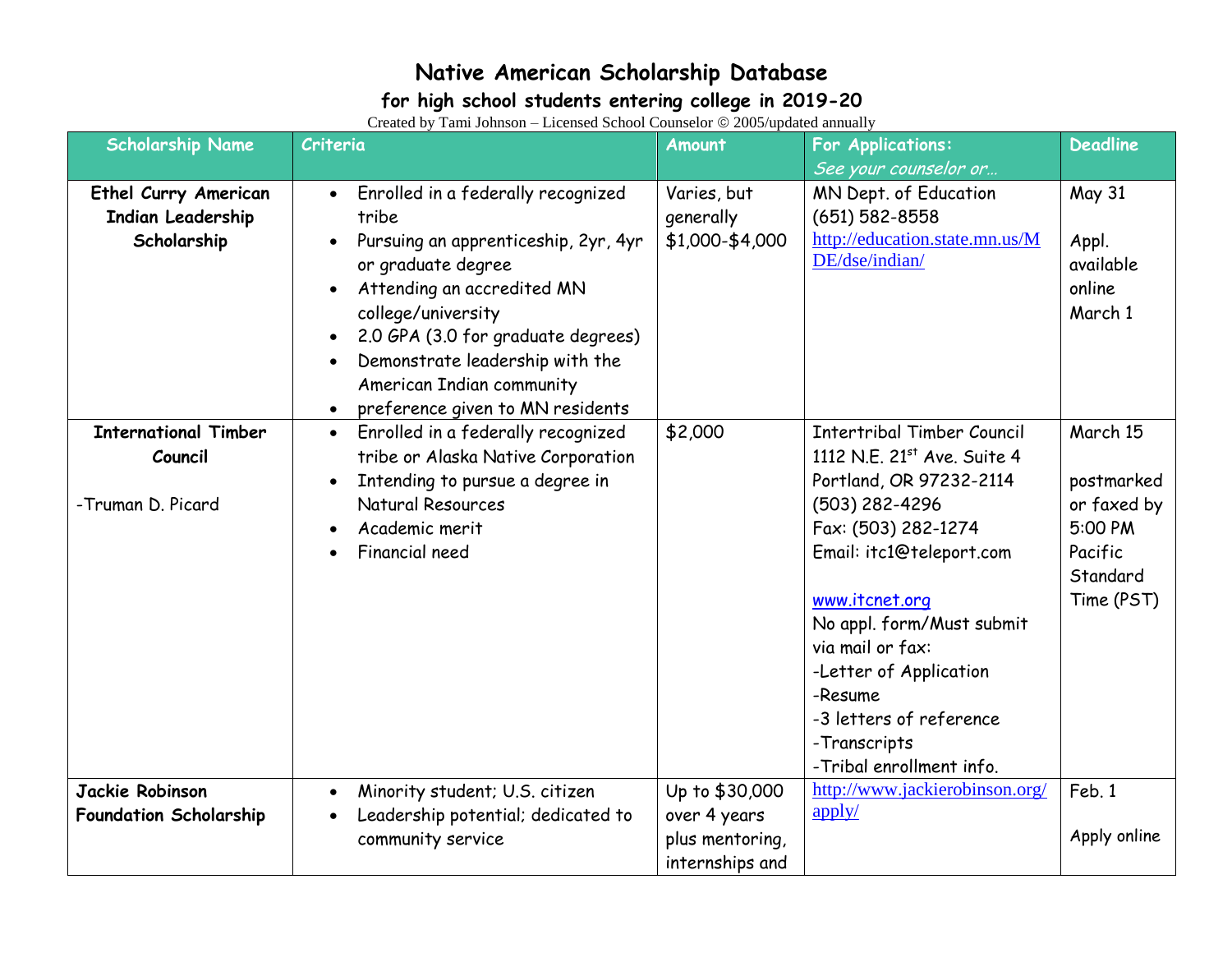# Native American Scholarship Database

## for high school students entering college in 2019-20

Created by Tami Johnson – Licensed School Counselor © 2005/updated annually

| Scholarship Name | Criteria | Amount | For Applications: *See your counselor or…* | Deadline |
|---|---|---|---|---|
| **Ethel Curry American Indian Leadership Scholarship** | • Enrolled in a federally recognized tribe<br>• Pursuing an apprenticeship, 2yr, 4yr or graduate degree<br>• Attending an accredited MN college/university<br>• 2.0 GPA (3.0 for graduate degrees)<br>• Demonstrate leadership with the American Indian community<br>• preference given to MN residents | Varies, but generally $1,000-$4,000 | MN Dept. of Education<br>(651) 582-8558<br>http://education.state.mn.us/MDE/dse/indian/ | May 31<br><br>Appl. available online March 1 |
| **International Timber Council**<br><br>-Truman D. Picard | • Enrolled in a federally recognized tribe or Alaska Native Corporation<br>• Intending to pursue a degree in Natural Resources<br>• Academic merit<br>• Financial need | $2,000 | Intertribal Timber Council<br>1112 N.E. 21st Ave. Suite 4<br>Portland, OR 97232-2114<br>(503) 282-4296<br>Fax: (503) 282-1274<br>Email: itc1@teleport.com<br><br>www.itcnet.org<br>No appl. form/Must submit via mail or fax:<br>-Letter of Application<br>-Resume<br>-3 letters of reference<br>-Transcripts<br>-Tribal enrollment info. | March 15<br><br>postmarked or faxed by 5:00 PM Pacific Standard Time (PST) |
| **Jackie Robinson Foundation Scholarship** | • Minority student; U.S. citizen<br>• Leadership potential; dedicated to community service | Up to $30,000 over 4 years plus mentoring, internships and | http://www.jackierobinson.org/apply/ | Feb. 1<br><br>Apply online |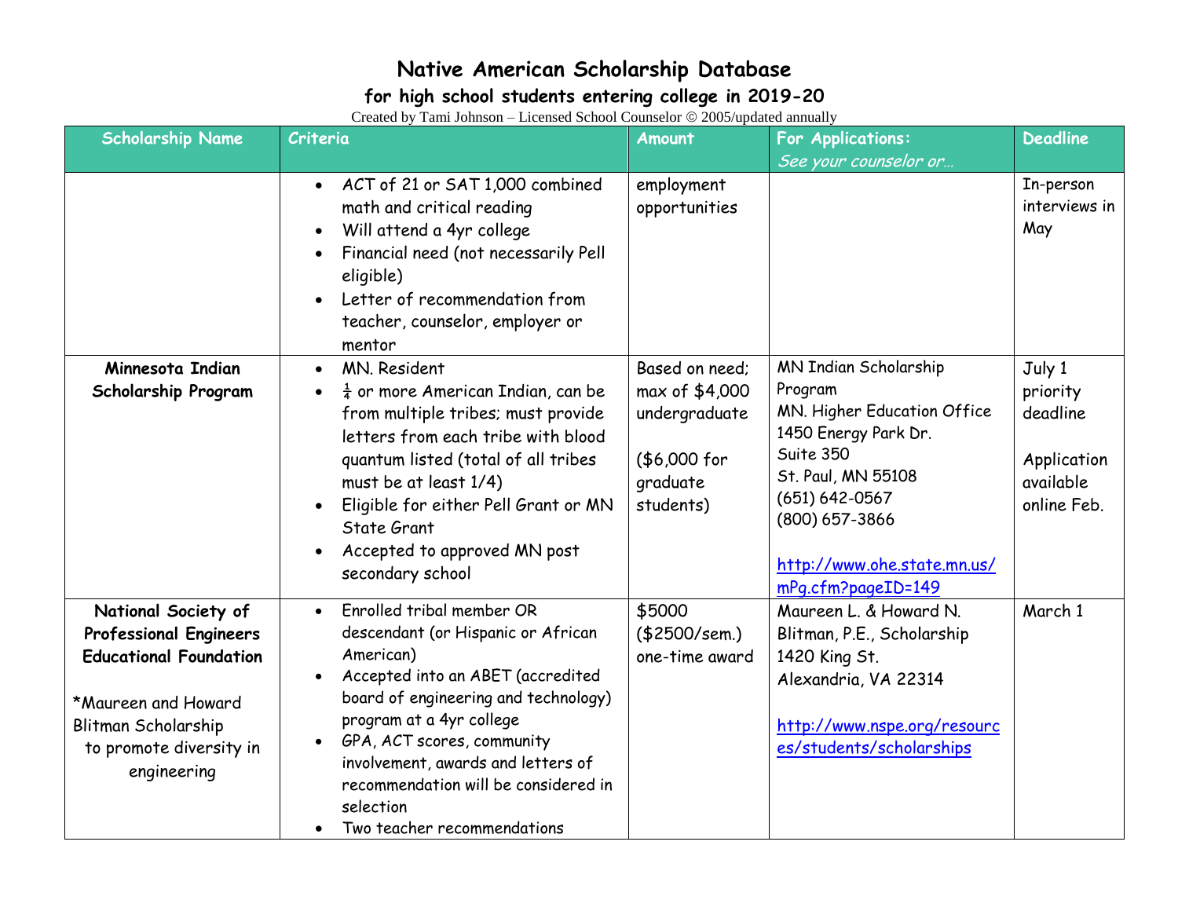# Native American Scholarship Database

## for high school students entering college in 2019-20

Created by Tami Johnson – Licensed School Counselor © 2005/updated annually

| Scholarship Name | Criteria | Amount | For Applications: *See your counselor or…* | Deadline |
|---|---|---|---|---|
| | • ACT of 21 or SAT 1,000 combined math and critical reading<br>• Will attend a 4yr college<br>• Financial need (not necessarily Pell eligible)<br>• Letter of recommendation from teacher, counselor, employer or mentor | employment opportunities | | In-person interviews in May |
| **Minnesota Indian Scholarship Program** | • MN. Resident<br>• ¼ or more American Indian, can be from multiple tribes; must provide letters from each tribe with blood quantum listed (total of all tribes must be at least 1/4)<br>• Eligible for either Pell Grant or MN State Grant<br>• Accepted to approved MN post secondary school | Based on need; max of $4,000 undergraduate<br><br>($6,000 for graduate students) | MN Indian Scholarship Program<br>MN. Higher Education Office<br>1450 Energy Park Dr.<br>Suite 350<br>St. Paul, MN 55108<br>(651) 642-0567<br>(800) 657-3866<br><br>http://www.ohe.state.mn.us/mPg.cfm?pageID=149 | July 1 priority deadline<br><br>Application available online Feb. |
| **National Society of Professional Engineers Educational Foundation**<br><br>*Maureen and Howard Blitman Scholarship to promote diversity in engineering | • Enrolled tribal member OR descendant (or Hispanic or African American)<br>• Accepted into an ABET (accredited board of engineering and technology) program at a 4yr college<br>• GPA, ACT scores, community involvement, awards and letters of recommendation will be considered in selection<br>• Two teacher recommendations | $5000 ($2500/sem.) one-time award | Maureen L. & Howard N. Blitman, P.E., Scholarship<br>1420 King St.<br>Alexandria, VA 22314<br><br>http://www.nspe.org/resources/students/scholarships | March 1 |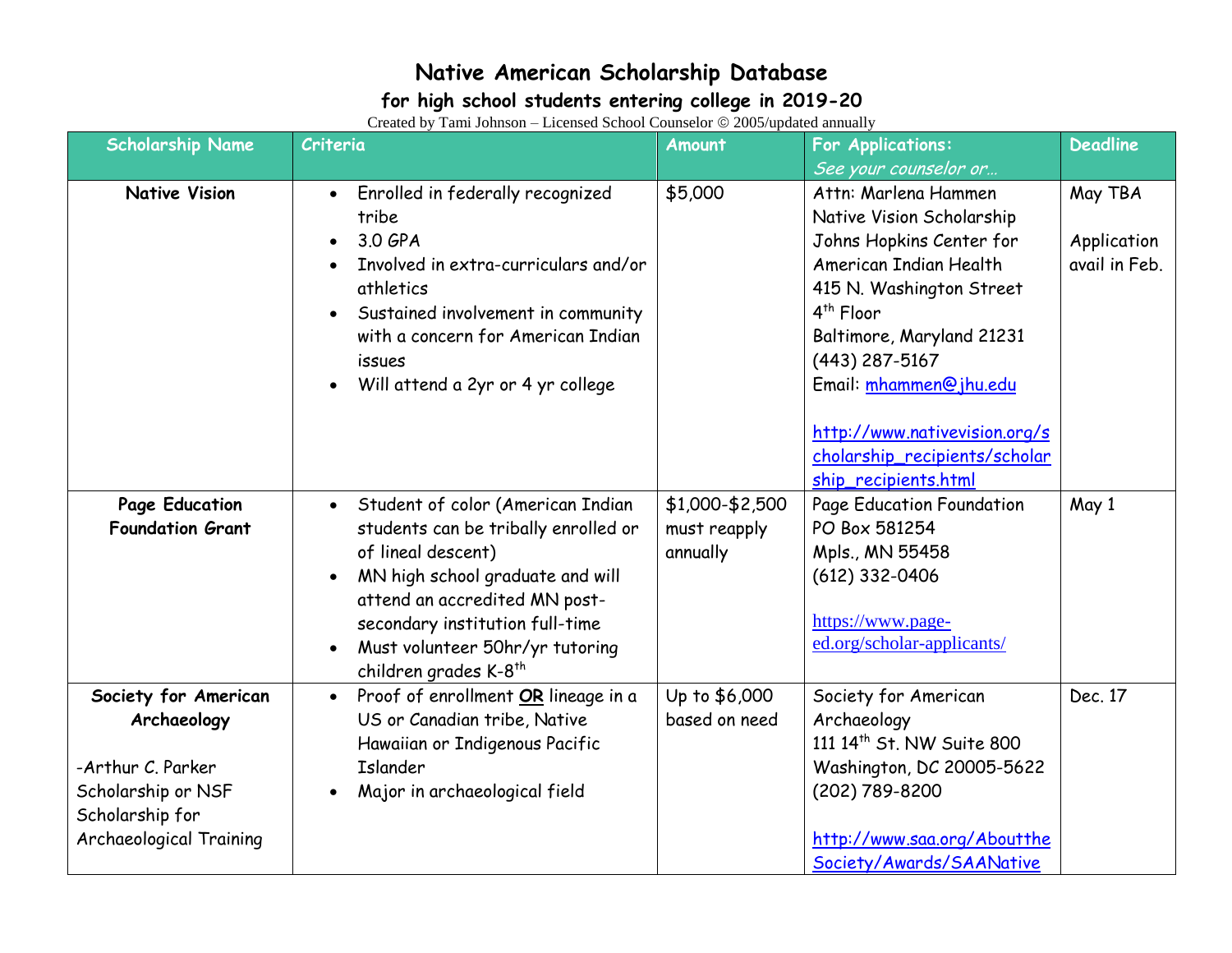# Native American Scholarship Database

## for high school students entering college in 2019-20

Created by Tami Johnson – Licensed School Counselor © 2005/updated annually

| Scholarship Name | Criteria | Amount | For Applications: *See your counselor or…* | Deadline |
|---|---|---|---|---|
| **Native Vision** | • Enrolled in federally recognized tribe<br>• 3.0 GPA<br>• Involved in extra-curriculars and/or athletics<br>• Sustained involvement in community with a concern for American Indian issues<br>• Will attend a 2yr or 4 yr college | $5,000 | Attn: Marlena Hammen<br>Native Vision Scholarship<br>Johns Hopkins Center for American Indian Health<br>415 N. Washington Street<br>4th Floor<br>Baltimore, Maryland 21231<br>(443) 287-5167<br>Email: mhammen@jhu.edu<br><br>http://www.nativevision.org/scholarship_recipients/scholarship_recipients.html | May TBA<br><br>Application avail in Feb. |
| **Page Education Foundation Grant** | • Student of color (American Indian students can be tribally enrolled or of lineal descent)<br>• MN high school graduate and will attend an accredited MN post-secondary institution full-time<br>• Must volunteer 50hr/yr tutoring children grades K-8th | $1,000-$2,500 must reapply annually | Page Education Foundation<br>PO Box 581254<br>Mpls., MN 55458<br>(612) 332-0406<br><br>https://www.page-ed.org/scholar-applicants/ | May 1 |
| **Society for American Archaeology**<br><br>-Arthur C. Parker Scholarship or NSF Scholarship for Archaeological Training | • Proof of enrollment **OR** lineage in a US or Canadian tribe, Native Hawaiian or Indigenous Pacific Islander<br>• Major in archaeological field | Up to $6,000 based on need | Society for American Archaeology<br>111 14th St. NW Suite 800<br>Washington, DC 20005-5622<br>(202) 789-8200<br><br>http://www.saa.org/AbouttheSociety/Awards/SAANative | Dec. 17 |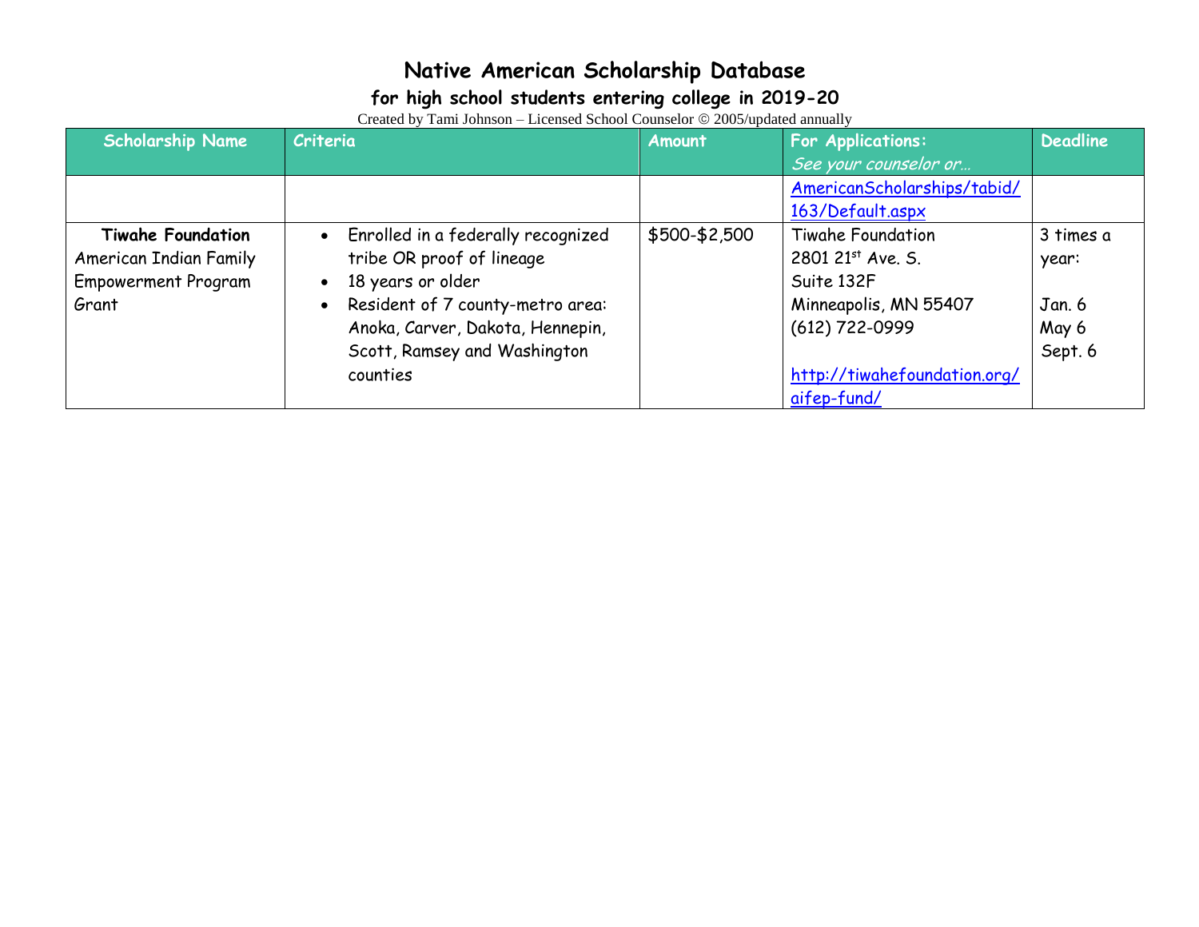# Native American Scholarship Database

## for high school students entering college in 2019-20

Created by Tami Johnson – Licensed School Counselor © 2005/updated annually

| Scholarship Name | Criteria | Amount | For Applications: *See your counselor or…* | Deadline |
|---|---|---|---|---|
| | | | AmericanScholarships/tabid/163/Default.aspx | |
| **Tiwahe Foundation** American Indian Family Empowerment Program Grant | • Enrolled in a federally recognized tribe OR proof of lineage<br>• 18 years or older<br>• Resident of 7 county-metro area: Anoka, Carver, Dakota, Hennepin, Scott, Ramsey and Washington counties | $500-$2,500 | Tiwahe Foundation<br>2801 21st Ave. S.<br>Suite 132F<br>Minneapolis, MN 55407<br>(612) 722-0999<br><br>http://tiwahefoundation.org/aifep-fund/ | 3 times a year:<br><br>Jan. 6<br>May 6<br>Sept. 6 |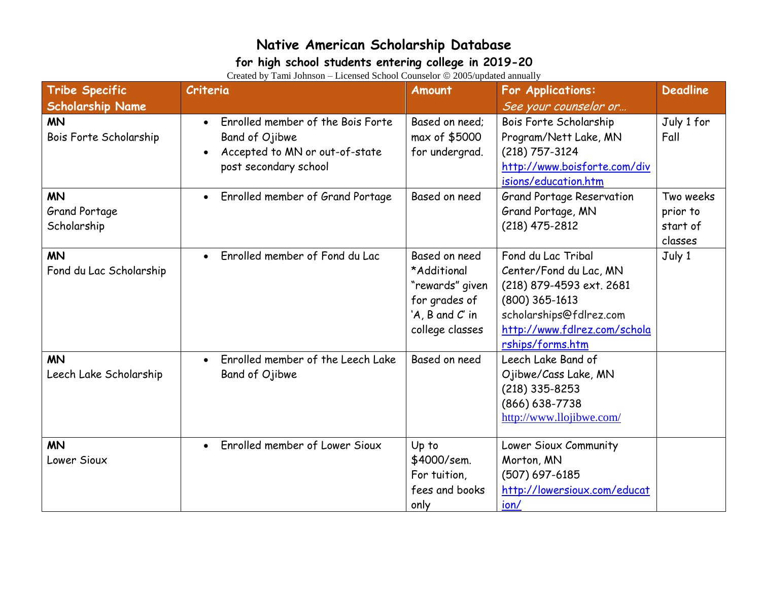# Native American Scholarship Database

## for high school students entering college in 2019-20

Created by Tami Johnson – Licensed School Counselor © 2005/updated annually

| Tribe Specific Scholarship Name | Criteria | Amount | For Applications: *See your counselor or…* | Deadline |
|---|---|---|---|---|
| **MN** Bois Forte Scholarship | • Enrolled member of the Bois Forte Band of Ojibwe<br>• Accepted to MN or out-of-state post secondary school | Based on need; max of $5000 for undergrad. | Bois Forte Scholarship Program/Nett Lake, MN (218) 757-3124 http://www.boisforte.com/divisions/education.htm | July 1 for Fall |
| **MN** Grand Portage Scholarship | • Enrolled member of Grand Portage | Based on need | Grand Portage Reservation Grand Portage, MN (218) 475-2812 | Two weeks prior to start of classes |
| **MN** Fond du Lac Scholarship | • Enrolled member of Fond du Lac | Based on need *Additional "rewards" given for grades of 'A, B and C' in college classes | Fond du Lac Tribal Center/Fond du Lac, MN (218) 879-4593 ext. 2681 (800) 365-1613 scholarships@fdlrez.com http://www.fdlrez.com/scholarships/forms.htm | July 1 |
| **MN** Leech Lake Scholarship | • Enrolled member of the Leech Lake Band of Ojibwe | Based on need | Leech Lake Band of Ojibwe/Cass Lake, MN (218) 335-8253 (866) 638-7738 http://www.llojibwe.com/ | |
| **MN** Lower Sioux | • Enrolled member of Lower Sioux | Up to $4000/sem. For tuition, fees and books only | Lower Sioux Community Morton, MN (507) 697-6185 http://lowersioux.com/education/ | |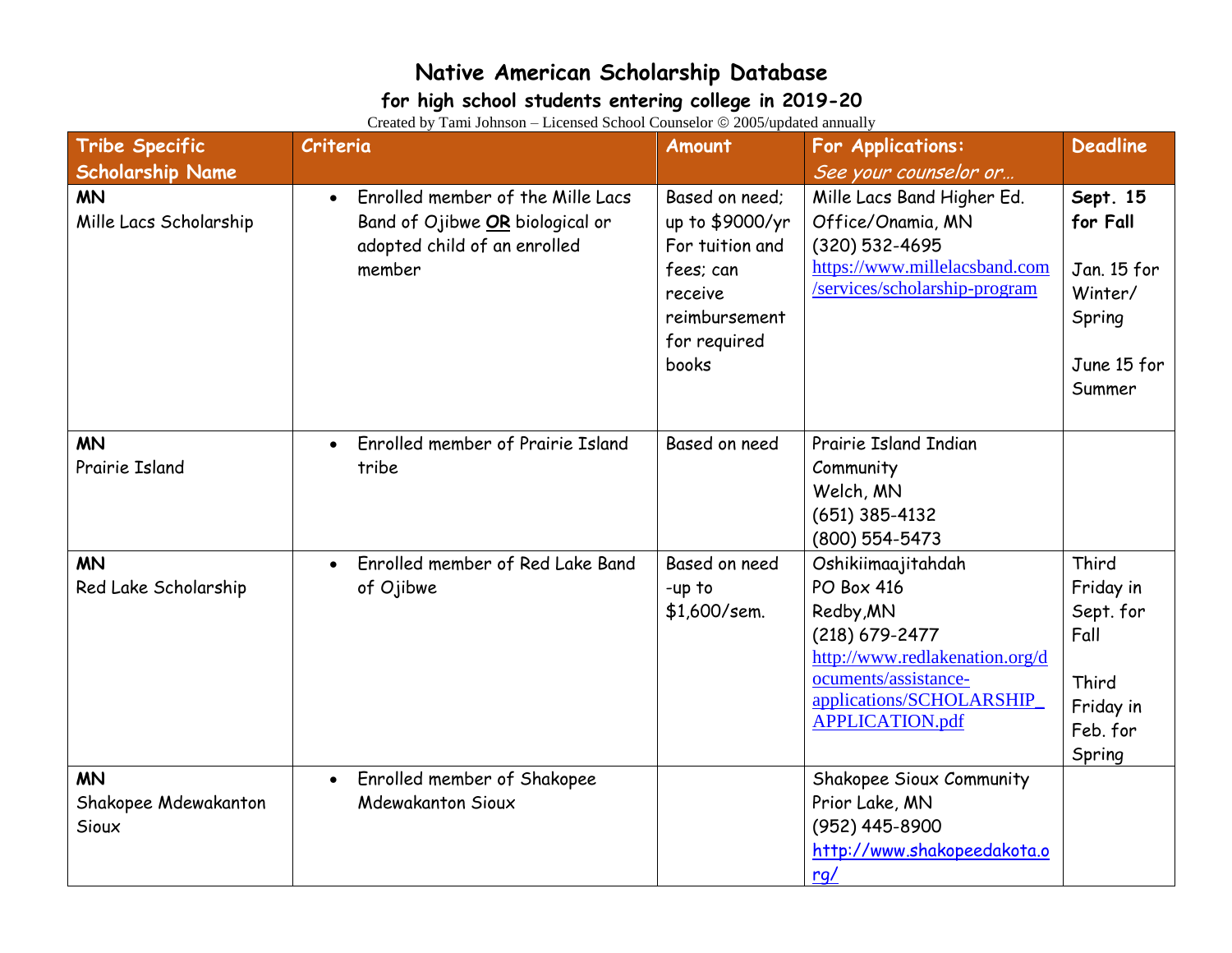# Native American Scholarship Database

## for high school students entering college in 2019-20

Created by Tami Johnson – Licensed School Counselor © 2005/updated annually

| Tribe Specific Scholarship Name | Criteria | Amount | For Applications: *See your counselor or…* | Deadline |
|---|---|---|---|---|
| **MN** Mille Lacs Scholarship | • Enrolled member of the Mille Lacs Band of Ojibwe **OR** biological or adopted child of an enrolled member | Based on need; up to $9000/yr For tuition and fees; can receive reimbursement for required books | Mille Lacs Band Higher Ed. Office/Onamia, MN (320) 532-4695 https://www.millelacsband.com/services/scholarship-program | **Sept. 15 for Fall** Jan. 15 for Winter/ Spring June 15 for Summer |
| **MN** Prairie Island | • Enrolled member of Prairie Island tribe | Based on need | Prairie Island Indian Community Welch, MN (651) 385-4132 (800) 554-5473 | |
| **MN** Red Lake Scholarship | • Enrolled member of Red Lake Band of Ojibwe | Based on need -up to $1,600/sem. | Oshikiimaajitahdah PO Box 416 Redby,MN (218) 679-2477 http://www.redlakenation.org/documents/assistance-applications/SCHOLARSHIP_APPLICATION.pdf | Third Friday in Sept. for Fall Third Friday in Feb. for Spring |
| **MN** Shakopee Mdewakanton Sioux | • Enrolled member of Shakopee Mdewakanton Sioux | | Shakopee Sioux Community Prior Lake, MN (952) 445-8900 http://www.shakopeedakota.org/ | |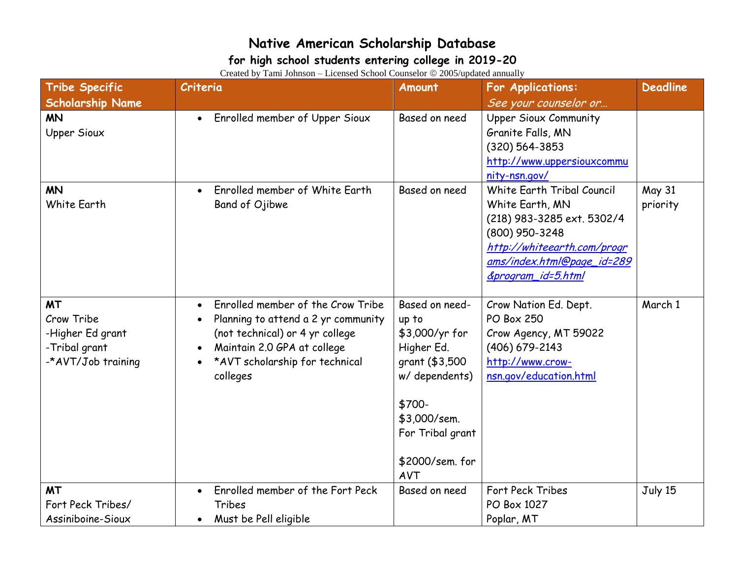# Native American Scholarship Database

## for high school students entering college in 2019-20

Created by Tami Johnson – Licensed School Counselor © 2005/updated annually

| Tribe Specific Scholarship Name | Criteria | Amount | For Applications: *See your counselor or…* | Deadline |
|---|---|---|---|---|
| **MN**<br>Upper Sioux | • Enrolled member of Upper Sioux | Based on need | Upper Sioux Community<br>Granite Falls, MN<br>(320) 564-3853<br>http://www.uppersiouxcommunity-nsn.gov/ | |
| **MN**<br>White Earth | • Enrolled member of White Earth Band of Ojibwe | Based on need | White Earth Tribal Council<br>White Earth, MN<br>(218) 983-3285 ext. 5302/4<br>(800) 950-3248<br>*http://whiteearth.com/programs/index.html@page_id=289&program_id=5.html* | May 31 priority |
| **MT**<br>Crow Tribe<br>-Higher Ed grant<br>-Tribal grant<br>-*AVT/Job training | • Enrolled member of the Crow Tribe<br>• Planning to attend a 2 yr community (not technical) or 4 yr college<br>• Maintain 2.0 GPA at college<br>• *AVT scholarship for technical colleges | Based on need- up to $3,000/yr for Higher Ed. grant ($3,500 w/ dependents)<br><br>$700- $3,000/sem. For Tribal grant<br><br>$2000/sem. for AVT | Crow Nation Ed. Dept.<br>PO Box 250<br>Crow Agency, MT 59022<br>(406) 679-2143<br>http://www.crow-nsn.gov/education.html | March 1 |
| **MT**<br>Fort Peck Tribes/ Assiniboine-Sioux | • Enrolled member of the Fort Peck Tribes<br>• Must be Pell eligible | Based on need | Fort Peck Tribes<br>PO Box 1027<br>Poplar, MT | July 15 |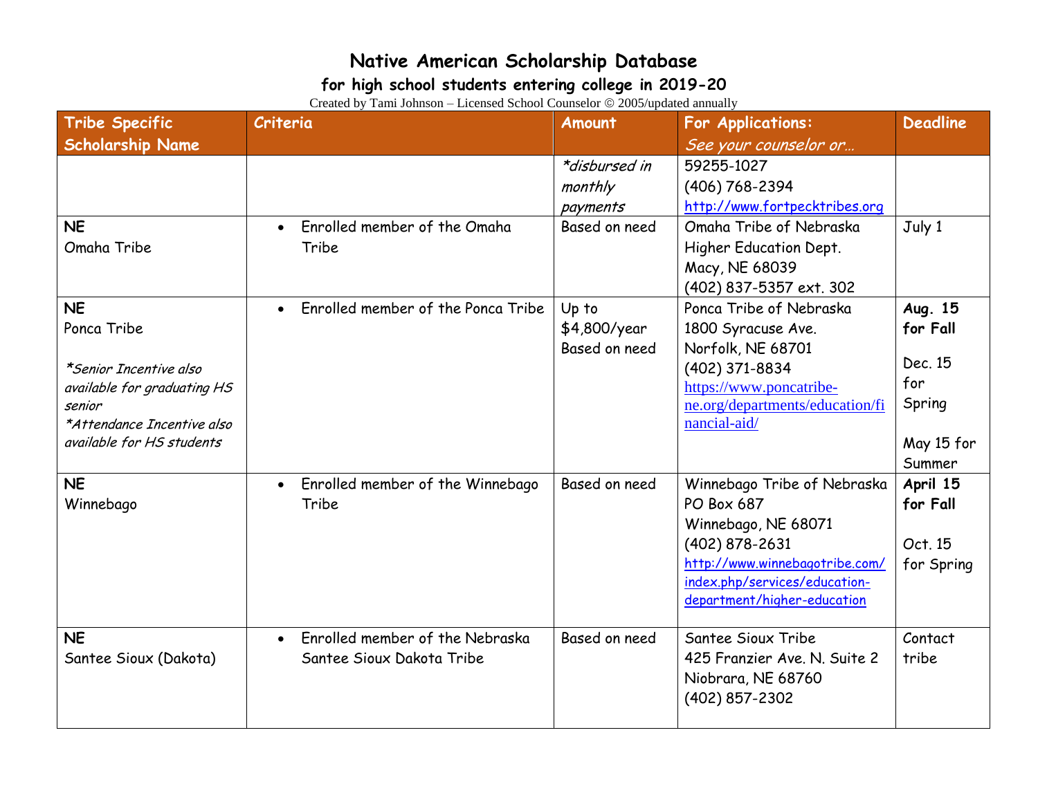# Native American Scholarship Database

## for high school students entering college in 2019-20

Created by Tami Johnson – Licensed School Counselor © 2005/updated annually

| Tribe Specific Scholarship Name | Criteria | Amount | For Applications: *See your counselor or…* | Deadline |
|---|---|---|---|---|
| | | *\*disbursed in monthly payments* | 59255-1027<br>(406) 768-2394<br>http://www.fortpecktribes.org | |
| **NE**<br>Omaha Tribe | • Enrolled member of the Omaha Tribe | Based on need | Omaha Tribe of Nebraska<br>Higher Education Dept.<br>Macy, NE 68039<br>(402) 837-5357 ext. 302 | July 1 |
| **NE**<br>Ponca Tribe<br><br>*\*Senior Incentive also available for graduating HS senior*<br>*\*Attendance Incentive also available for HS students* | • Enrolled member of the Ponca Tribe | Up to $4,800/year<br>Based on need | Ponca Tribe of Nebraska<br>1800 Syracuse Ave.<br>Norfolk, NE 68701<br>(402) 371-8834<br>https://www.poncatribe-ne.org/departments/education/financial-aid/ | **Aug. 15 for Fall**<br><br>Dec. 15 for Spring<br><br>May 15 for Summer |
| **NE**<br>Winnebago | • Enrolled member of the Winnebago Tribe | Based on need | Winnebago Tribe of Nebraska<br>PO Box 687<br>Winnebago, NE 68071<br>(402) 878-2631<br>http://www.winnebagotribe.com/index.php/services/education-department/higher-education | **April 15 for Fall**<br><br>Oct. 15 for Spring |
| **NE**<br>Santee Sioux (Dakota) | • Enrolled member of the Nebraska Santee Sioux Dakota Tribe | Based on need | Santee Sioux Tribe<br>425 Franzier Ave. N. Suite 2<br>Niobrara, NE 68760<br>(402) 857-2302 | Contact tribe |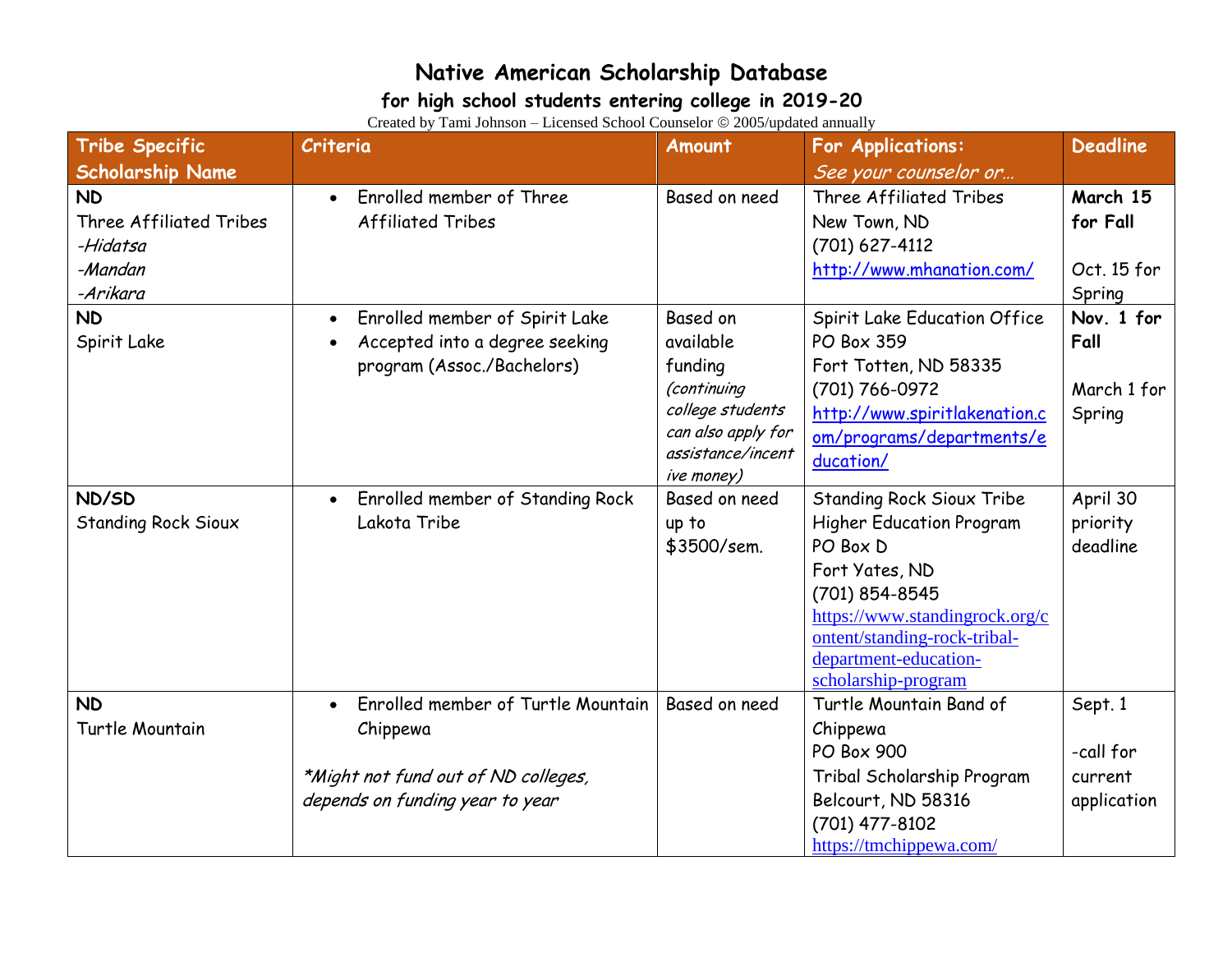# Native American Scholarship Database

## for high school students entering college in 2019-20

Created by Tami Johnson – Licensed School Counselor © 2005/updated annually

| Tribe Specific Scholarship Name | Criteria | Amount | For Applications: *See your counselor or…* | Deadline |
|---|---|---|---|---|
| **ND** Three Affiliated Tribes *-Hidatsa* *-Mandan* *-Arikara* | • Enrolled member of Three Affiliated Tribes | Based on need | Three Affiliated Tribes New Town, ND (701) 627-4112 http://www.mhanation.com/ | **March 15 for Fall** Oct. 15 for Spring |
| **ND** Spirit Lake | • Enrolled member of Spirit Lake • Accepted into a degree seeking program (Assoc./Bachelors) | Based on available funding *(continuing college students can also apply for assistance/incentive money)* | Spirit Lake Education Office PO Box 359 Fort Totten, ND 58335 (701) 766-0972 http://www.spiritlakenation.com/programs/departments/education/ | **Nov. 1 for Fall** March 1 for Spring |
| **ND/SD** Standing Rock Sioux | • Enrolled member of Standing Rock Lakota Tribe | Based on need up to $3500/sem. | Standing Rock Sioux Tribe Higher Education Program PO Box D Fort Yates, ND (701) 854-8545 https://www.standingrock.org/content/standing-rock-tribal-department-education-scholarship-program | April 30 priority deadline |
| **ND** Turtle Mountain | • Enrolled member of Turtle Mountain Chippewa *\*Might not fund out of ND colleges, depends on funding year to year* | Based on need | Turtle Mountain Band of Chippewa PO Box 900 Tribal Scholarship Program Belcourt, ND 58316 (701) 477-8102 https://tmchippewa.com/ | Sept. 1 -call for current application |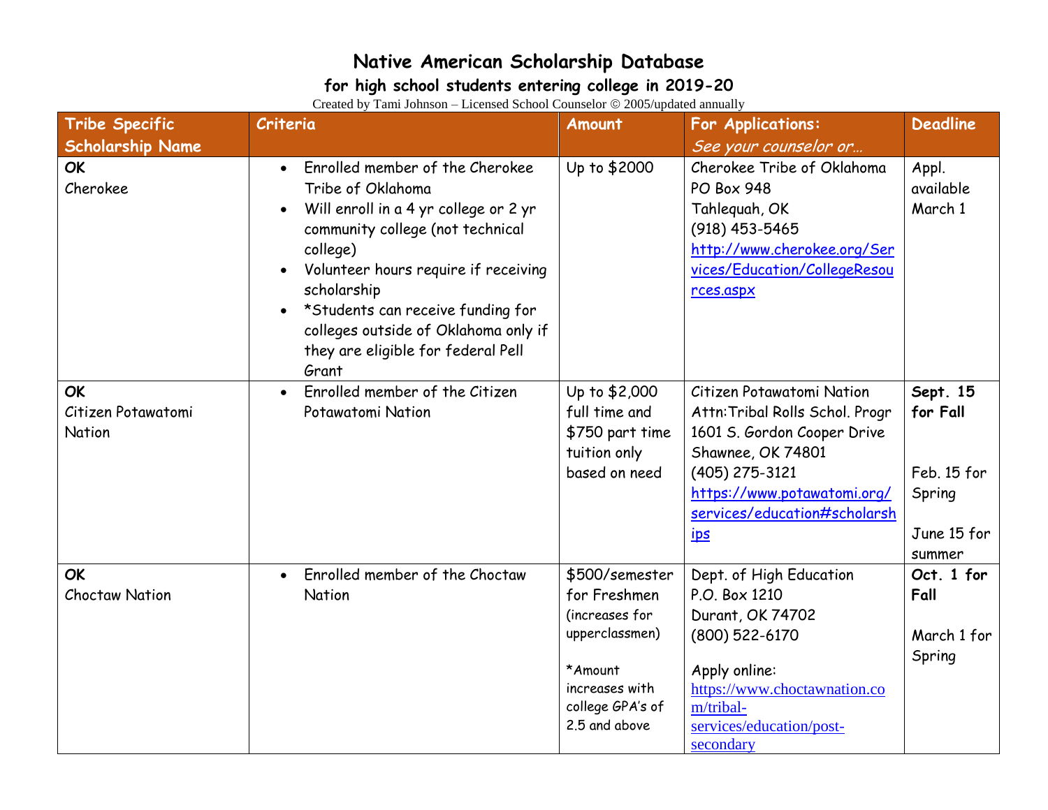# Native American Scholarship Database

## for high school students entering college in 2019-20

Created by Tami Johnson – Licensed School Counselor © 2005/updated annually

| Tribe Specific Scholarship Name | Criteria | Amount | For Applications: *See your counselor or…* | Deadline |
|---|---|---|---|---|
| **OK** Cherokee | • Enrolled member of the Cherokee Tribe of Oklahoma<br>• Will enroll in a 4 yr college or 2 yr community college (not technical college)<br>• Volunteer hours require if receiving scholarship<br>• *Students can receive funding for colleges outside of Oklahoma only if they are eligible for federal Pell Grant | Up to $2000 | Cherokee Tribe of Oklahoma<br>PO Box 948<br>Tahlequah, OK<br>(918) 453-5465<br>http://www.cherokee.org/Services/Education/CollegeResources.aspx | Appl. available March 1 |
| **OK** Citizen Potawatomi Nation | • Enrolled member of the Citizen Potawatomi Nation | Up to $2,000 full time and $750 part time tuition only based on need | Citizen Potawatomi Nation<br>Attn:Tribal Rolls Schol. Progr<br>1601 S. Gordon Cooper Drive<br>Shawnee, OK 74801<br>(405) 275-3121<br>https://www.potawatomi.org/services/education#scholarships | **Sept. 15 for Fall**<br><br>Feb. 15 for Spring<br><br>June 15 for summer |
| **OK** Choctaw Nation | • Enrolled member of the Choctaw Nation | $500/semester for Freshmen (increases for upperclassmen)<br><br>*Amount increases with college GPA's of 2.5 and above | Dept. of High Education<br>P.O. Box 1210<br>Durant, OK 74702<br>(800) 522-6170<br><br>Apply online:<br>https://www.choctawnation.com/tribal-services/education/post-secondary | **Oct. 1 for Fall**<br><br>March 1 for Spring |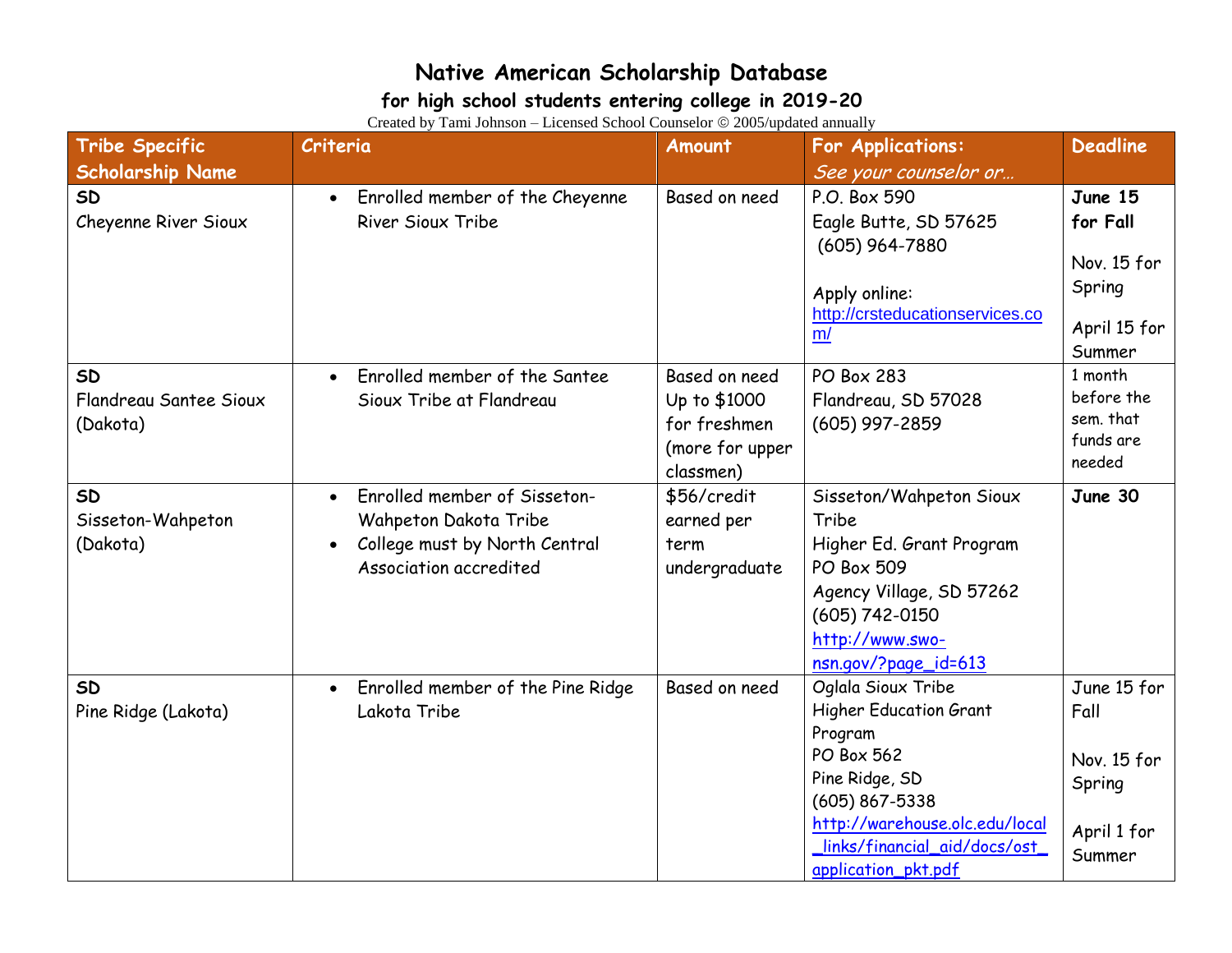# Native American Scholarship Database

## for high school students entering college in 2019-20

Created by Tami Johnson – Licensed School Counselor © 2005/updated annually

| Tribe Specific Scholarship Name | Criteria | Amount | For Applications: *See your counselor or…* | Deadline |
|---|---|---|---|---|
| **SD** Cheyenne River Sioux | • Enrolled member of the Cheyenne River Sioux Tribe | Based on need | P.O. Box 590 Eagle Butte, SD 57625 (605) 964-7880 Apply online: http://crsteducationservices.com/ | **June 15 for Fall** Nov. 15 for Spring April 15 for Summer |
| **SD** Flandreau Santee Sioux (Dakota) | • Enrolled member of the Santee Sioux Tribe at Flandreau | Based on need Up to $1000 for freshmen (more for upper classmen) | PO Box 283 Flandreau, SD 57028 (605) 997-2859 | 1 month before the sem. that funds are needed |
| **SD** Sisseton-Wahpeton (Dakota) | • Enrolled member of Sisseton-Wahpeton Dakota Tribe • College must by North Central Association accredited | $56/credit earned per term undergraduate | Sisseton/Wahpeton Sioux Tribe Higher Ed. Grant Program PO Box 509 Agency Village, SD 57262 (605) 742-0150 http://www.swo-nsn.gov/?page_id=613 | **June 30** |
| **SD** Pine Ridge (Lakota) | • Enrolled member of the Pine Ridge Lakota Tribe | Based on need | Oglala Sioux Tribe Higher Education Grant Program PO Box 562 Pine Ridge, SD (605) 867-5338 http://warehouse.olc.edu/local_links/financial_aid/docs/ost_application_pkt.pdf | June 15 for Fall Nov. 15 for Spring April 1 for Summer |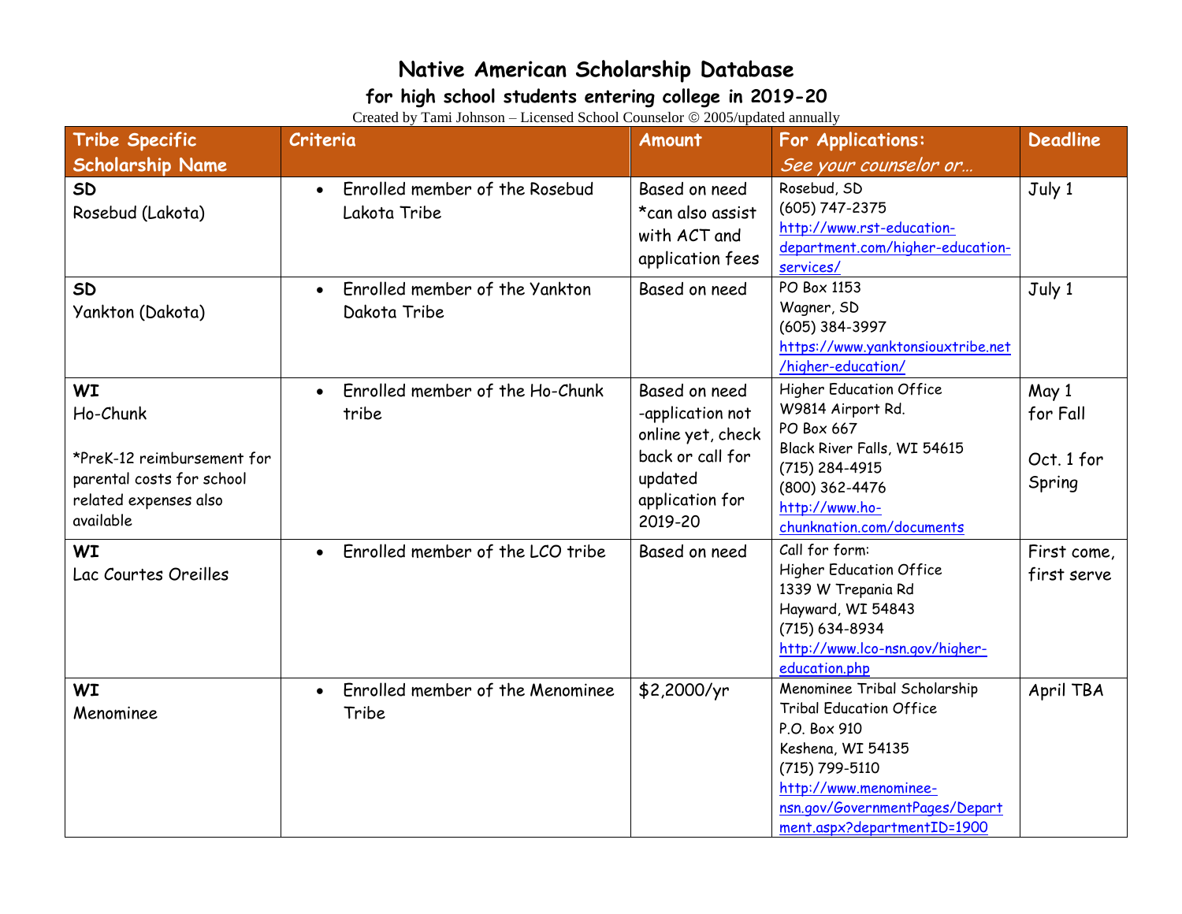# Native American Scholarship Database

## for high school students entering college in 2019-20

Created by Tami Johnson – Licensed School Counselor © 2005/updated annually

| Tribe Specific Scholarship Name | Criteria | Amount | For Applications: *See your counselor or…* | Deadline |
|---|---|---|---|---|
| **SD** Rosebud (Lakota) | • Enrolled member of the Rosebud Lakota Tribe | Based on need *can also assist with ACT and application fees | Rosebud, SD (605) 747-2375 http://www.rst-education-department.com/higher-education-services/ | July 1 |
| **SD** Yankton (Dakota) | • Enrolled member of the Yankton Dakota Tribe | Based on need | PO Box 1153 Wagner, SD (605) 384-3997 https://www.yanktonsiouxtribe.net/higher-education/ | July 1 |
| **WI** Ho-Chunk *PreK-12 reimbursement for parental costs for school related expenses also available | • Enrolled member of the Ho-Chunk tribe | Based on need -application not online yet, check back or call for updated application for 2019-20 | Higher Education Office W9814 Airport Rd. PO Box 667 Black River Falls, WI 54615 (715) 284-4915 (800) 362-4476 http://www.ho-chunknation.com/documents | May 1 for Fall Oct. 1 for Spring |
| **WI** Lac Courtes Oreilles | • Enrolled member of the LCO tribe | Based on need | Call for form: Higher Education Office 1339 W Trepania Rd Hayward, WI 54843 (715) 634-8934 http://www.lco-nsn.gov/higher-education.php | First come, first serve |
| **WI** Menominee | • Enrolled member of the Menominee Tribe | $2,2000/yr | Menominee Tribal Scholarship Tribal Education Office P.O. Box 910 Keshena, WI 54135 (715) 799-5110 http://www.menominee-nsn.gov/GovernmentPages/Department.aspx?departmentID=1900 | April TBA |